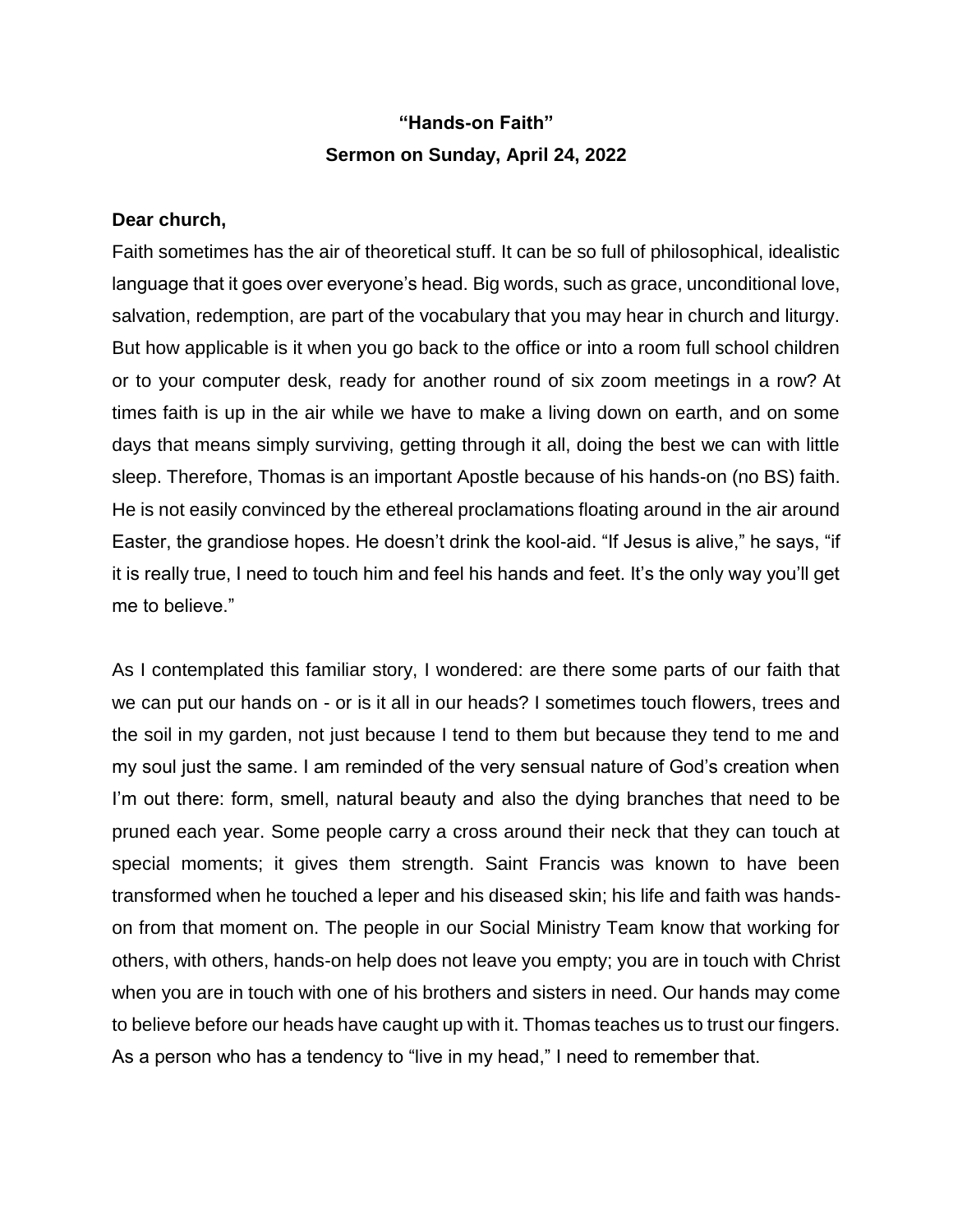**"Hands-on Faith"**

**Sermon on Sunday, April 24, 2022**

**Dear church,**

Faith sometimes has the air of theoretical stuff. It can be so full of philosophical, idealistic language that it goes over everyone's head. Big words, such as grace, unconditional love, salvation, redemption, are part of the vocabulary that you may hear in church and liturgy. But how applicable is it when you go back to the office or into a room full school children or to your computer desk, ready for another round of six zoom meetings in a row? At times faith is up in the air while we have to make a living down on earth, and on some days that means simply surviving, getting through it all, doing the best we can with little sleep. Therefore, Thomas is an important Apostle because of his hands-on (no BS) faith. He is not easily convinced by the ethereal proclamations floating around in the air around Easter, the grandiose hopes. He doesn't drink the kool-aid. "If Jesus is alive," he says, "if it is really true, I need to touch him and feel his hands and feet. It's the only way you'll get me to believe."

As I contemplated this familiar story, I wondered: are there some parts of our faith that we can put our hands on - or is it all in our heads? I sometimes touch flowers, trees and the soil in my garden, not just because I tend to them but because they tend to me and my soul just the same. I am reminded of the very sensual nature of God's creation when I'm out there: form, smell, natural beauty and also the dying branches that need to be pruned each year. Some people carry a cross around their neck that they can touch at special moments; it gives them strength. Saint Francis was known to have been transformed when he touched a leper and his diseased skin; his life and faith was hands-on from that moment on. The people in our Social Ministry Team know that working for others, with others, hands-on help does not leave you empty; you are in touch with Christ when you are in touch with one of his brothers and sisters in need. Our hands may come to believe before our heads have caught up with it. Thomas teaches us to trust our fingers. As a person who has a tendency to "live in my head," I need to remember that.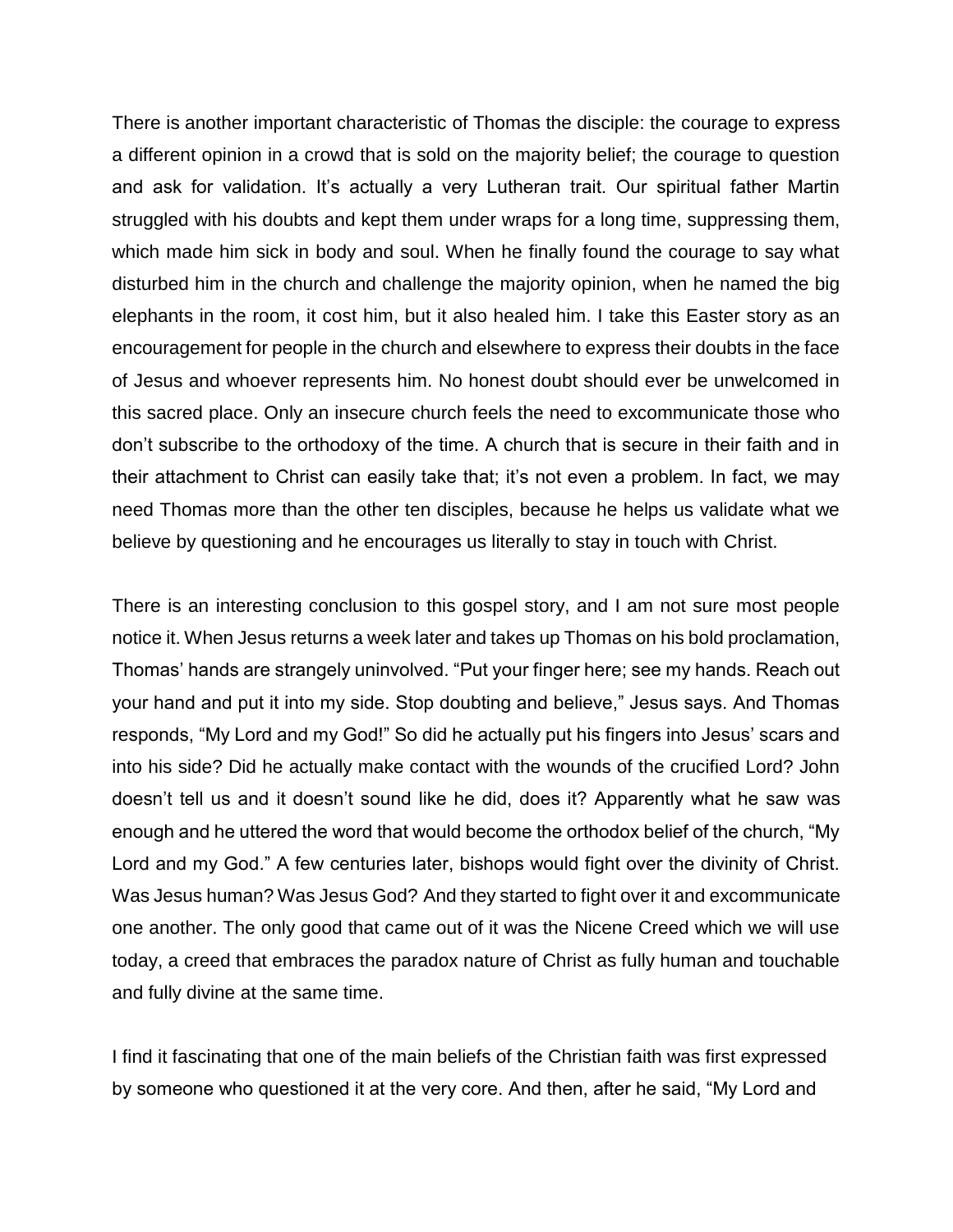There is another important characteristic of Thomas the disciple: the courage to express a different opinion in a crowd that is sold on the majority belief; the courage to question and ask for validation. It's actually a very Lutheran trait. Our spiritual father Martin struggled with his doubts and kept them under wraps for a long time, suppressing them, which made him sick in body and soul. When he finally found the courage to say what disturbed him in the church and challenge the majority opinion, when he named the big elephants in the room, it cost him, but it also healed him. I take this Easter story as an encouragement for people in the church and elsewhere to express their doubts in the face of Jesus and whoever represents him. No honest doubt should ever be unwelcomed in this sacred place. Only an insecure church feels the need to excommunicate those who don't subscribe to the orthodoxy of the time. A church that is secure in their faith and in their attachment to Christ can easily take that; it's not even a problem. In fact, we may need Thomas more than the other ten disciples, because he helps us validate what we believe by questioning and he encourages us literally to stay in touch with Christ.

There is an interesting conclusion to this gospel story, and I am not sure most people notice it. When Jesus returns a week later and takes up Thomas on his bold proclamation, Thomas' hands are strangely uninvolved. "Put your finger here; see my hands. Reach out your hand and put it into my side. Stop doubting and believe," Jesus says. And Thomas responds, "My Lord and my God!" So did he actually put his fingers into Jesus' scars and into his side? Did he actually make contact with the wounds of the crucified Lord? John doesn't tell us and it doesn't sound like he did, does it? Apparently what he saw was enough and he uttered the word that would become the orthodox belief of the church, "My Lord and my God." A few centuries later, bishops would fight over the divinity of Christ. Was Jesus human? Was Jesus God? And they started to fight over it and excommunicate one another. The only good that came out of it was the Nicene Creed which we will use today, a creed that embraces the paradox nature of Christ as fully human and touchable and fully divine at the same time.

I find it fascinating that one of the main beliefs of the Christian faith was first expressed by someone who questioned it at the very core. And then, after he said, "My Lord and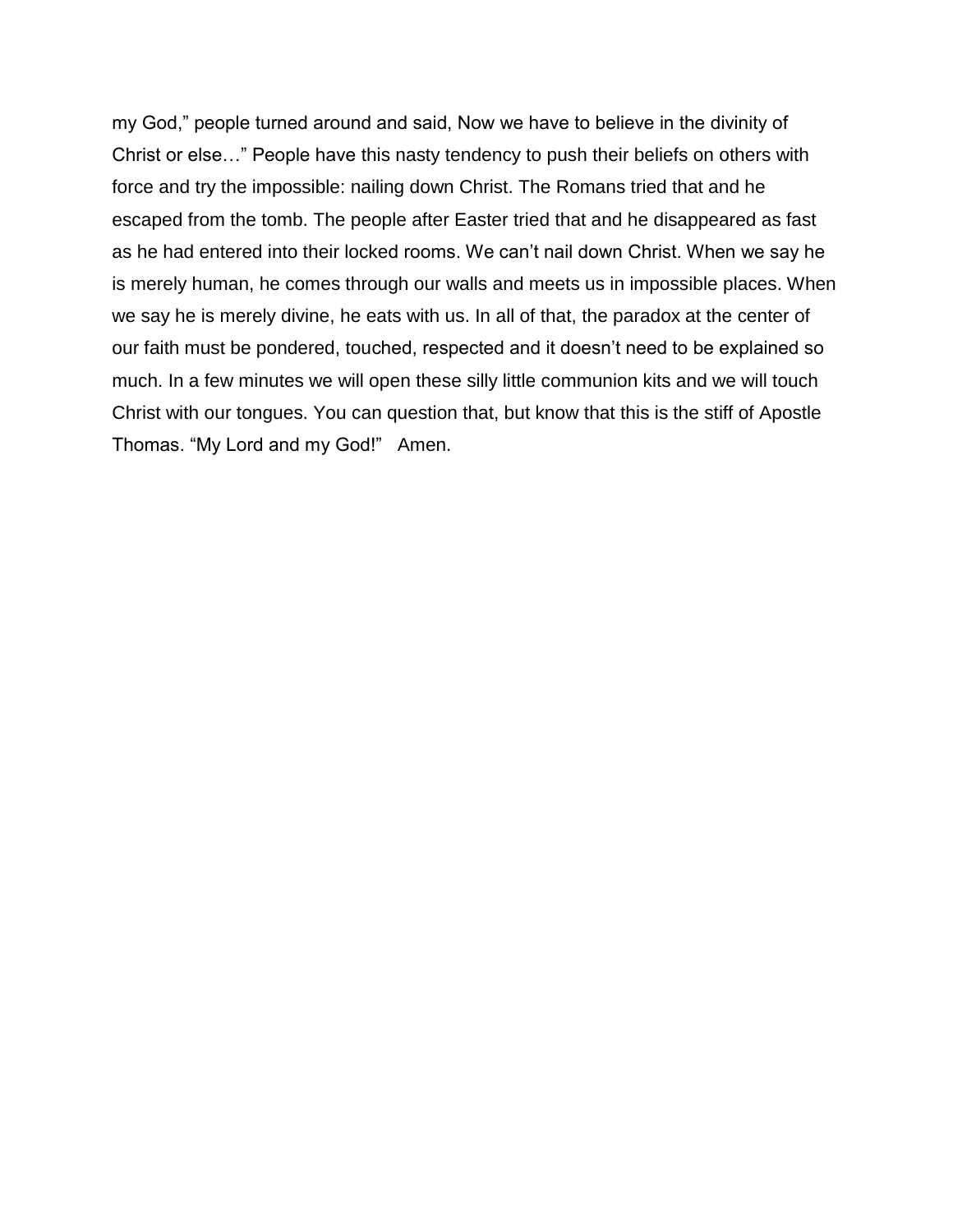my God," people turned around and said, Now we have to believe in the divinity of Christ or else…" People have this nasty tendency to push their beliefs on others with force and try the impossible: nailing down Christ. The Romans tried that and he escaped from the tomb. The people after Easter tried that and he disappeared as fast as he had entered into their locked rooms. We can't nail down Christ. When we say he is merely human, he comes through our walls and meets us in impossible places. When we say he is merely divine, he eats with us. In all of that, the paradox at the center of our faith must be pondered, touched, respected and it doesn't need to be explained so much. In a few minutes we will open these silly little communion kits and we will touch Christ with our tongues. You can question that, but know that this is the stiff of Apostle Thomas. "My Lord and my God!"   Amen.